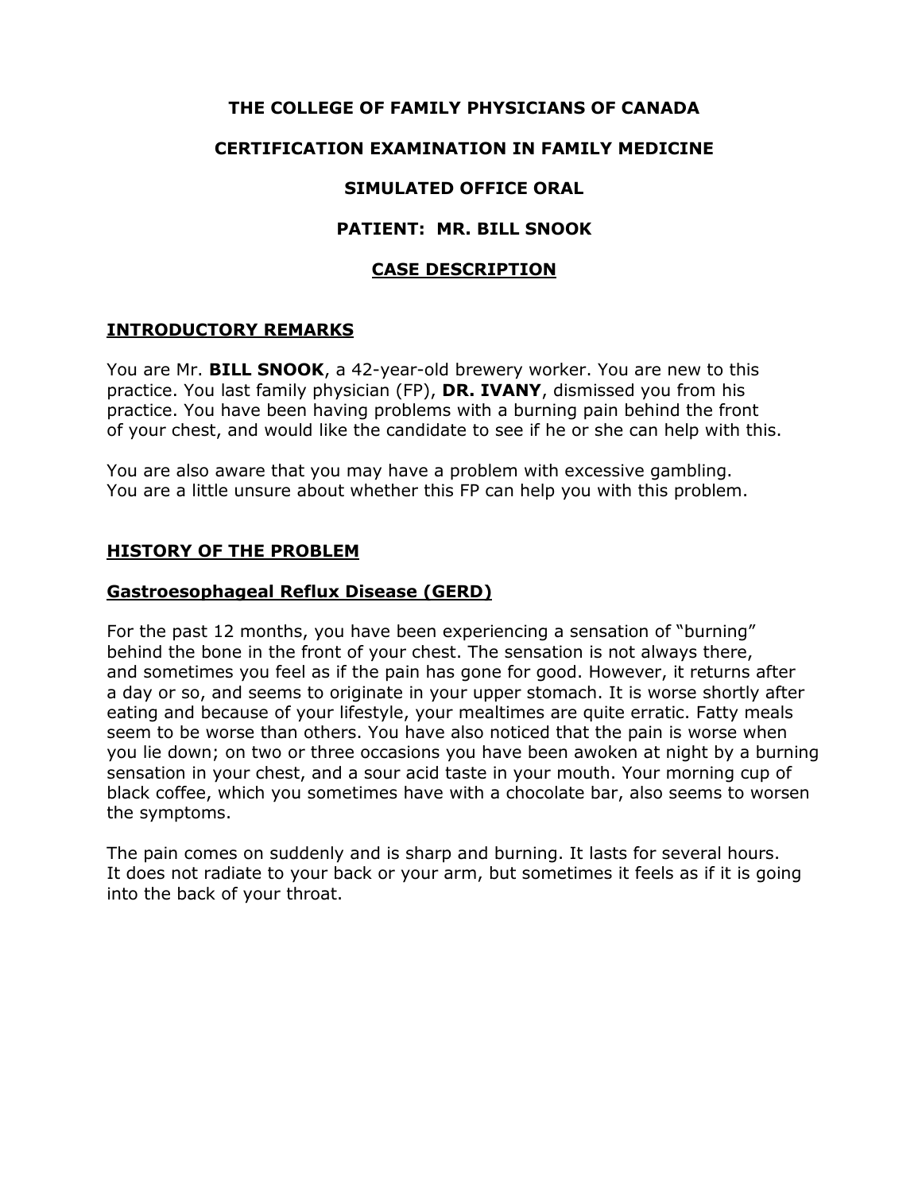# THE COLLEGE OF FAMILY PHYSICIANS OF CANADA

## CERTIFICATION EXAMINATION IN FAMILY MEDICINE

## SIMULATED OFFICE ORAL

## PATIENT: MR. BILL SNOOK

## CASE DESCRIPTION

### INTRODUCTORY REMARKS

You are Mr. **BILL SNOOK**, a 42-year-old brewery worker. You are new to this practice. You last family physician (FP), **DR. IVANY**, dismissed you from his practice. You have been having problems with a burning pain behind the front of your chest, and would like the candidate to see if he or she can help with this.

You are also aware that you may have a problem with excessive gambling. You are a little unsure about whether this FP can help you with this problem.

### HISTORY OF THE PROBLEM

#### Gastroesophageal Reflux Disease (GERD)

For the past 12 months, you have been experiencing a sensation of "burning" behind the bone in the front of your chest. The sensation is not always there, and sometimes you feel as if the pain has gone for good. However, it returns after a day or so, and seems to originate in your upper stomach. It is worse shortly after eating and because of your lifestyle, your mealtimes are quite erratic. Fatty meals seem to be worse than others. You have also noticed that the pain is worse when you lie down; on two or three occasions you have been awoken at night by a burning sensation in your chest, and a sour acid taste in your mouth. Your morning cup of black coffee, which you sometimes have with a chocolate bar, also seems to worsen the symptoms.

The pain comes on suddenly and is sharp and burning. It lasts for several hours. It does not radiate to your back or your arm, but sometimes it feels as if it is going into the back of your throat.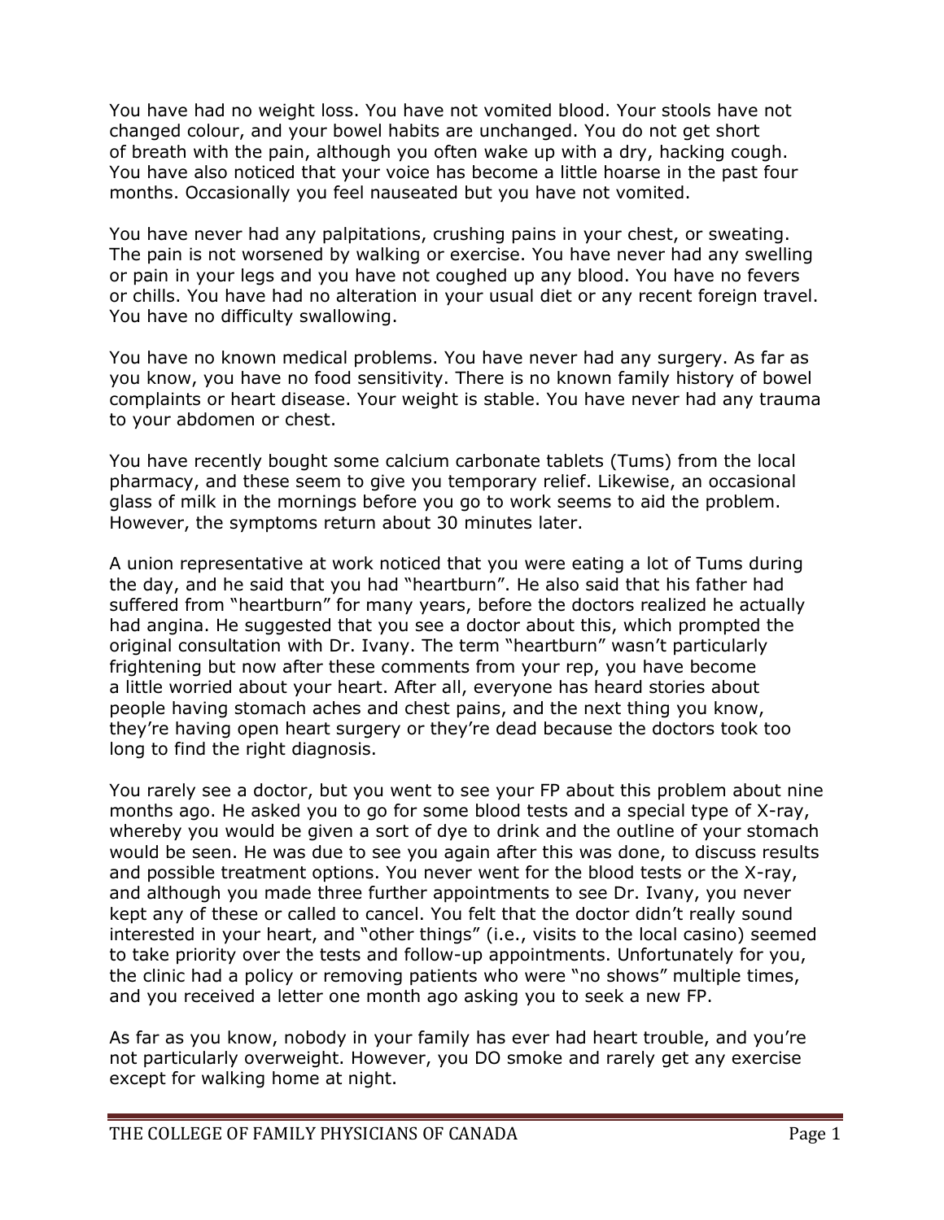You have had no weight loss. You have not vomited blood. Your stools have not changed colour, and your bowel habits are unchanged. You do not get short of breath with the pain, although you often wake up with a dry, hacking cough. You have also noticed that your voice has become a little hoarse in the past four months. Occasionally you feel nauseated but you have not vomited.

You have never had any palpitations, crushing pains in your chest, or sweating. The pain is not worsened by walking or exercise. You have never had any swelling or pain in your legs and you have not coughed up any blood. You have no fevers or chills. You have had no alteration in your usual diet or any recent foreign travel. You have no difficulty swallowing.

You have no known medical problems. You have never had any surgery. As far as you know, you have no food sensitivity. There is no known family history of bowel complaints or heart disease. Your weight is stable. You have never had any trauma to your abdomen or chest.

You have recently bought some calcium carbonate tablets (Tums) from the local pharmacy, and these seem to give you temporary relief. Likewise, an occasional glass of milk in the mornings before you go to work seems to aid the problem. However, the symptoms return about 30 minutes later.

A union representative at work noticed that you were eating a lot of Tums during the day, and he said that you had "heartburn". He also said that his father had suffered from "heartburn" for many years, before the doctors realized he actually had angina. He suggested that you see a doctor about this, which prompted the original consultation with Dr. Ivany. The term "heartburn" wasn't particularly frightening but now after these comments from your rep, you have become a little worried about your heart. After all, everyone has heard stories about people having stomach aches and chest pains, and the next thing you know, they're having open heart surgery or they're dead because the doctors took too long to find the right diagnosis.

You rarely see a doctor, but you went to see your FP about this problem about nine months ago. He asked you to go for some blood tests and a special type of X-ray, whereby you would be given a sort of dye to drink and the outline of your stomach would be seen. He was due to see you again after this was done, to discuss results and possible treatment options. You never went for the blood tests or the X-ray, and although you made three further appointments to see Dr. Ivany, you never kept any of these or called to cancel. You felt that the doctor didn't really sound interested in your heart, and "other things" (i.e., visits to the local casino) seemed to take priority over the tests and follow-up appointments. Unfortunately for you, the clinic had a policy or removing patients who were "no shows" multiple times, and you received a letter one month ago asking you to seek a new FP.

As far as you know, nobody in your family has ever had heart trouble, and you're not particularly overweight. However, you DO smoke and rarely get any exercise except for walking home at night.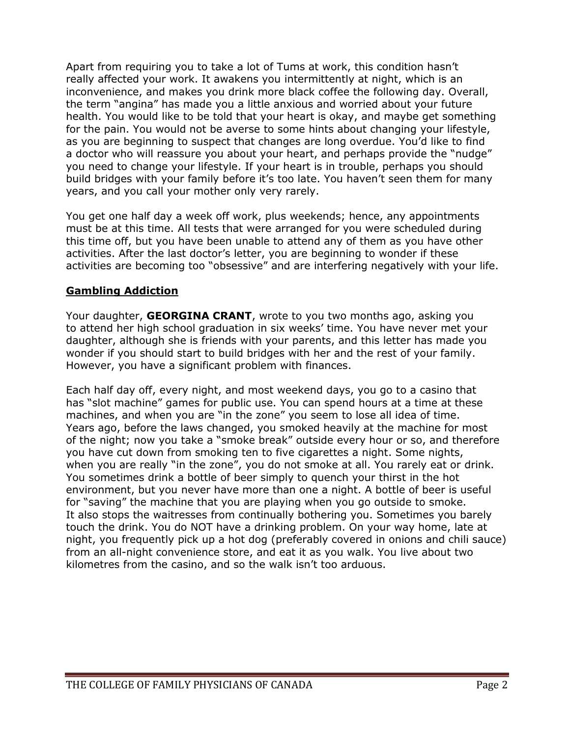Apart from requiring you to take a lot of Tums at work, this condition hasn't really affected your work. It awakens you intermittently at night, which is an inconvenience, and makes you drink more black coffee the following day. Overall, the term "angina" has made you a little anxious and worried about your future health. You would like to be told that your heart is okay, and maybe get something for the pain. You would not be averse to some hints about changing your lifestyle, as you are beginning to suspect that changes are long overdue. You'd like to find a doctor who will reassure you about your heart, and perhaps provide the "nudge" you need to change your lifestyle. If your heart is in trouble, perhaps you should build bridges with your family before it's too late. You haven't seen them for many years, and you call your mother only very rarely.

You get one half day a week off work, plus weekends; hence, any appointments must be at this time. All tests that were arranged for you were scheduled during this time off, but you have been unable to attend any of them as you have other activities. After the last doctor's letter, you are beginning to wonder if these activities are becoming too "obsessive" and are interfering negatively with your life.

## Gambling Addiction

Your daughter, **GEORGINA CRANT**, wrote to you two months ago, asking you to attend her high school graduation in six weeks' time. You have never met your daughter, although she is friends with your parents, and this letter has made you wonder if you should start to build bridges with her and the rest of your family. However, you have a significant problem with finances.

Each half day off, every night, and most weekend days, you go to a casino that has "slot machine" games for public use. You can spend hours at a time at these machines, and when you are "in the zone" you seem to lose all idea of time. Years ago, before the laws changed, you smoked heavily at the machine for most of the night; now you take a "smoke break" outside every hour or so, and therefore you have cut down from smoking ten to five cigarettes a night. Some nights, when you are really "in the zone", you do not smoke at all. You rarely eat or drink. You sometimes drink a bottle of beer simply to quench your thirst in the hot environment, but you never have more than one a night. A bottle of beer is useful for "saving" the machine that you are playing when you go outside to smoke. It also stops the waitresses from continually bothering you. Sometimes you barely touch the drink. You do NOT have a drinking problem. On your way home, late at night, you frequently pick up a hot dog (preferably covered in onions and chili sauce) from an all-night convenience store, and eat it as you walk. You live about two kilometres from the casino, and so the walk isn't too arduous.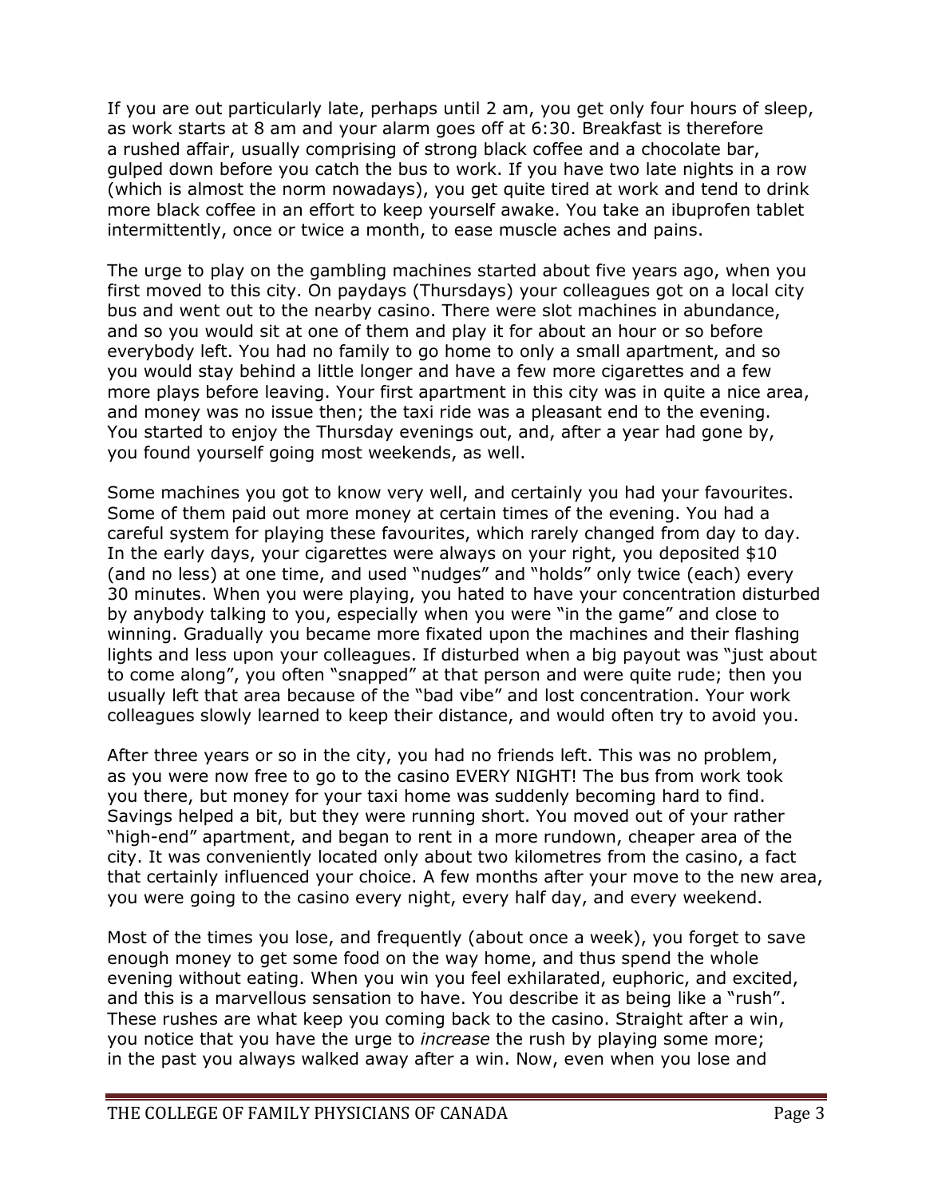If you are out particularly late, perhaps until 2 am, you get only four hours of sleep, as work starts at 8 am and your alarm goes off at 6:30. Breakfast is therefore a rushed affair, usually comprising of strong black coffee and a chocolate bar, gulped down before you catch the bus to work. If you have two late nights in a row (which is almost the norm nowadays), you get quite tired at work and tend to drink more black coffee in an effort to keep yourself awake. You take an ibuprofen tablet intermittently, once or twice a month, to ease muscle aches and pains.

The urge to play on the gambling machines started about five years ago, when you first moved to this city. On paydays (Thursdays) your colleagues got on a local city bus and went out to the nearby casino. There were slot machines in abundance, and so you would sit at one of them and play it for about an hour or so before everybody left. You had no family to go home to only a small apartment, and so you would stay behind a little longer and have a few more cigarettes and a few more plays before leaving. Your first apartment in this city was in quite a nice area, and money was no issue then; the taxi ride was a pleasant end to the evening. You started to enjoy the Thursday evenings out, and, after a year had gone by, you found yourself going most weekends, as well.

Some machines you got to know very well, and certainly you had your favourites. Some of them paid out more money at certain times of the evening. You had a careful system for playing these favourites, which rarely changed from day to day. In the early days, your cigarettes were always on your right, you deposited $10 (and no less) at one time, and used "nudges" and "holds" only twice (each) every 30 minutes. When you were playing, you hated to have your concentration disturbed by anybody talking to you, especially when you were "in the game" and close to winning. Gradually you became more fixated upon the machines and their flashing lights and less upon your colleagues. If disturbed when a big payout was "just about to come along", you often "snapped" at that person and were quite rude; then you usually left that area because of the "bad vibe" and lost concentration. Your work colleagues slowly learned to keep their distance, and would often try to avoid you.

After three years or so in the city, you had no friends left. This was no problem, as you were now free to go to the casino EVERY NIGHT! The bus from work took you there, but money for your taxi home was suddenly becoming hard to find. Savings helped a bit, but they were running short. You moved out of your rather "high-end" apartment, and began to rent in a more rundown, cheaper area of the city. It was conveniently located only about two kilometres from the casino, a fact that certainly influenced your choice. A few months after your move to the new area, you were going to the casino every night, every half day, and every weekend.

Most of the times you lose, and frequently (about once a week), you forget to save enough money to get some food on the way home, and thus spend the whole evening without eating. When you win you feel exhilarated, euphoric, and excited, and this is a marvellous sensation to have. You describe it as being like a "rush". These rushes are what keep you coming back to the casino. Straight after a win, you notice that you have the urge to *increase* the rush by playing some more; in the past you always walked away after a win. Now, even when you lose and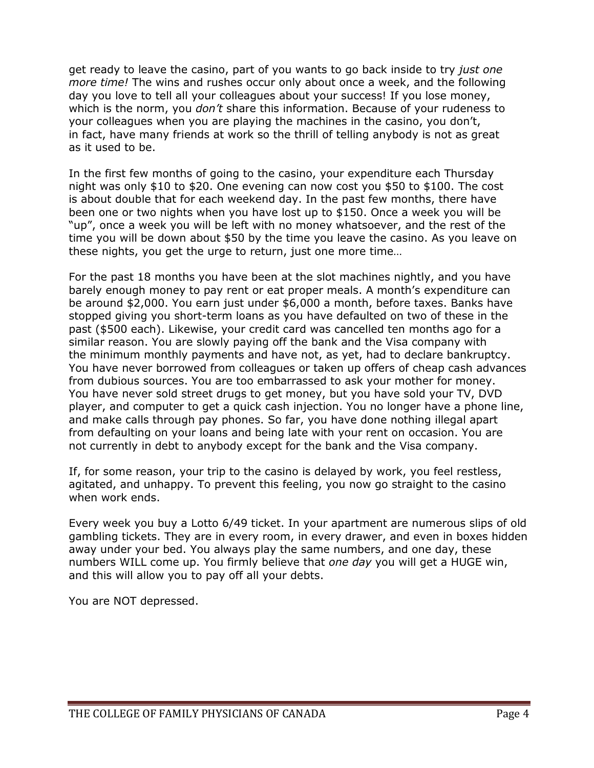get ready to leave the casino, part of you wants to go back inside to try *just one more time!* The wins and rushes occur only about once a week, and the following day you love to tell all your colleagues about your success! If you lose money, which is the norm, you *don't* share this information. Because of your rudeness to your colleagues when you are playing the machines in the casino, you don't, in fact, have many friends at work so the thrill of telling anybody is not as great as it used to be.

In the first few months of going to the casino, your expenditure each Thursday night was only $10 to $20. One evening can now cost you $50 to $100. The cost is about double that for each weekend day. In the past few months, there have been one or two nights when you have lost up to $150. Once a week you will be "up", once a week you will be left with no money whatsoever, and the rest of the time you will be down about $50 by the time you leave the casino. As you leave on these nights, you get the urge to return, just one more time…

For the past 18 months you have been at the slot machines nightly, and you have barely enough money to pay rent or eat proper meals. A month's expenditure can be around $2,000. You earn just under $6,000 a month, before taxes. Banks have stopped giving you short-term loans as you have defaulted on two of these in the past ($500 each). Likewise, your credit card was cancelled ten months ago for a similar reason. You are slowly paying off the bank and the Visa company with the minimum monthly payments and have not, as yet, had to declare bankruptcy. You have never borrowed from colleagues or taken up offers of cheap cash advances from dubious sources. You are too embarrassed to ask your mother for money. You have never sold street drugs to get money, but you have sold your TV, DVD player, and computer to get a quick cash injection. You no longer have a phone line, and make calls through pay phones. So far, you have done nothing illegal apart from defaulting on your loans and being late with your rent on occasion. You are not currently in debt to anybody except for the bank and the Visa company.

If, for some reason, your trip to the casino is delayed by work, you feel restless, agitated, and unhappy. To prevent this feeling, you now go straight to the casino when work ends.

Every week you buy a Lotto 6/49 ticket. In your apartment are numerous slips of old gambling tickets. They are in every room, in every drawer, and even in boxes hidden away under your bed. You always play the same numbers, and one day, these numbers WILL come up. You firmly believe that *one day* you will get a HUGE win, and this will allow you to pay off all your debts.

You are NOT depressed.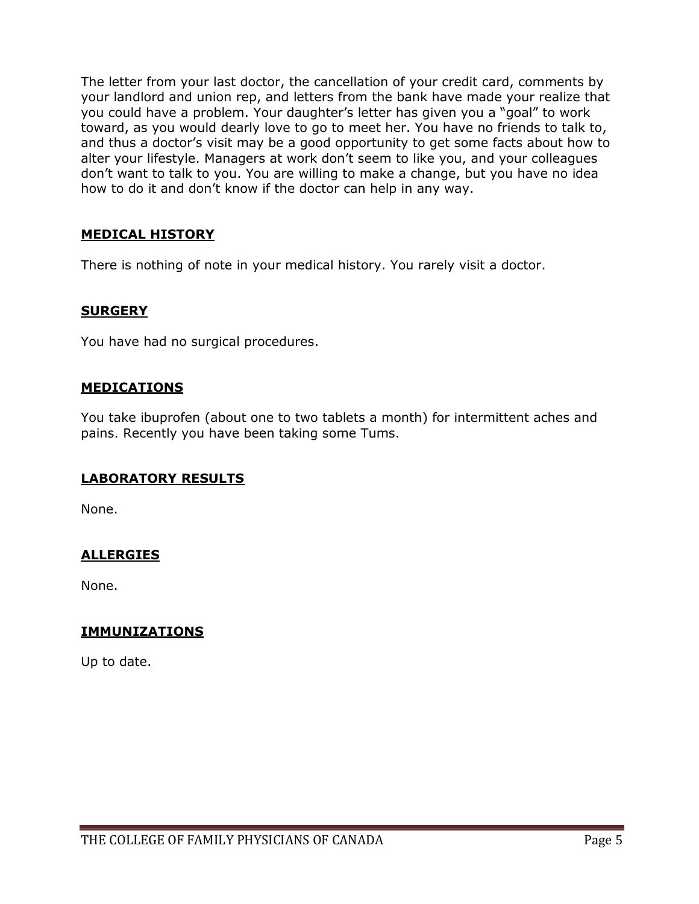The letter from your last doctor, the cancellation of your credit card, comments by your landlord and union rep, and letters from the bank have made your realize that you could have a problem. Your daughter's letter has given you a "goal" to work toward, as you would dearly love to go to meet her. You have no friends to talk to, and thus a doctor's visit may be a good opportunity to get some facts about how to alter your lifestyle. Managers at work don't seem to like you, and your colleagues don't want to talk to you. You are willing to make a change, but you have no idea how to do it and don't know if the doctor can help in any way.

## MEDICAL HISTORY

There is nothing of note in your medical history. You rarely visit a doctor.

## SURGERY

You have had no surgical procedures.

## MEDICATIONS

You take ibuprofen (about one to two tablets a month) for intermittent aches and pains. Recently you have been taking some Tums.

## LABORATORY RESULTS

None.

## ALLERGIES

None.

## IMMUNIZATIONS

Up to date.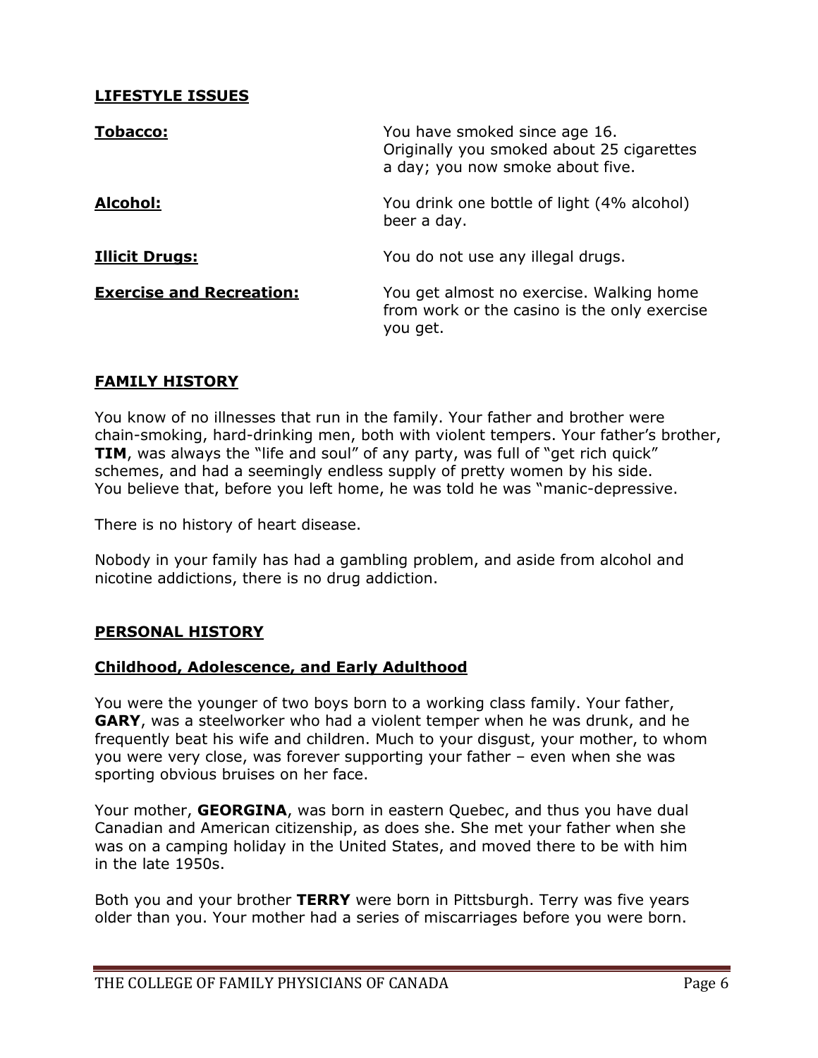## LIFESTYLE ISSUES

**Tobacco:** You have smoked since age 16. Originally you smoked about 25 cigarettes a day; you now smoke about five.

**Alcohol:** You drink one bottle of light (4% alcohol) beer a day.

**Illicit Drugs:** You do not use any illegal drugs.

**Exercise and Recreation:** You get almost no exercise. Walking home from work or the casino is the only exercise you get.

## FAMILY HISTORY

You know of no illnesses that run in the family. Your father and brother were chain-smoking, hard-drinking men, both with violent tempers. Your father's brother, **TIM**, was always the "life and soul" of any party, was full of "get rich quick" schemes, and had a seemingly endless supply of pretty women by his side. You believe that, before you left home, he was told he was "manic-depressive.

There is no history of heart disease.

Nobody in your family has had a gambling problem, and aside from alcohol and nicotine addictions, there is no drug addiction.

## PERSONAL HISTORY

### Childhood, Adolescence, and Early Adulthood

You were the younger of two boys born to a working class family. Your father, **GARY**, was a steelworker who had a violent temper when he was drunk, and he frequently beat his wife and children. Much to your disgust, your mother, to whom you were very close, was forever supporting your father – even when she was sporting obvious bruises on her face.

Your mother, **GEORGINA**, was born in eastern Quebec, and thus you have dual Canadian and American citizenship, as does she. She met your father when she was on a camping holiday in the United States, and moved there to be with him in the late 1950s.

Both you and your brother **TERRY** were born in Pittsburgh. Terry was five years older than you. Your mother had a series of miscarriages before you were born.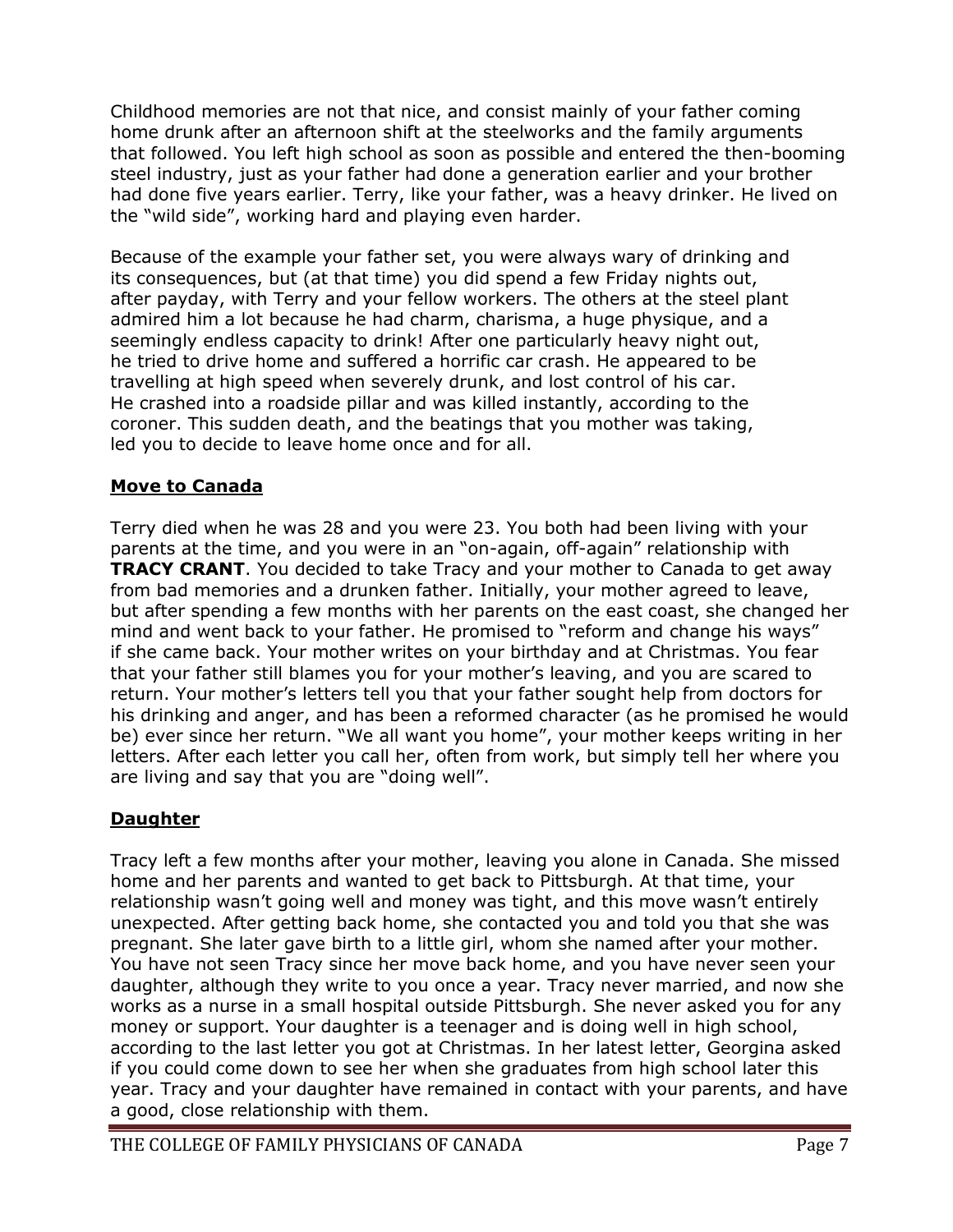Childhood memories are not that nice, and consist mainly of your father coming home drunk after an afternoon shift at the steelworks and the family arguments that followed. You left high school as soon as possible and entered the then-booming steel industry, just as your father had done a generation earlier and your brother had done five years earlier. Terry, like your father, was a heavy drinker. He lived on the "wild side", working hard and playing even harder.

Because of the example your father set, you were always wary of drinking and its consequences, but (at that time) you did spend a few Friday nights out, after payday, with Terry and your fellow workers. The others at the steel plant admired him a lot because he had charm, charisma, a huge physique, and a seemingly endless capacity to drink! After one particularly heavy night out, he tried to drive home and suffered a horrific car crash. He appeared to be travelling at high speed when severely drunk, and lost control of his car. He crashed into a roadside pillar and was killed instantly, according to the coroner. This sudden death, and the beatings that you mother was taking, led you to decide to leave home once and for all.

## **Move to Canada**

Terry died when he was 28 and you were 23. You both had been living with your parents at the time, and you were in an "on-again, off-again" relationship with **TRACY CRANT**. You decided to take Tracy and your mother to Canada to get away from bad memories and a drunken father. Initially, your mother agreed to leave, but after spending a few months with her parents on the east coast, she changed her mind and went back to your father. He promised to "reform and change his ways" if she came back. Your mother writes on your birthday and at Christmas. You fear that your father still blames you for your mother's leaving, and you are scared to return. Your mother's letters tell you that your father sought help from doctors for his drinking and anger, and has been a reformed character (as he promised he would be) ever since her return. "We all want you home", your mother keeps writing in her letters. After each letter you call her, often from work, but simply tell her where you are living and say that you are "doing well".

## **Daughter**

Tracy left a few months after your mother, leaving you alone in Canada. She missed home and her parents and wanted to get back to Pittsburgh. At that time, your relationship wasn't going well and money was tight, and this move wasn't entirely unexpected. After getting back home, she contacted you and told you that she was pregnant. She later gave birth to a little girl, whom she named after your mother. You have not seen Tracy since her move back home, and you have never seen your daughter, although they write to you once a year. Tracy never married, and now she works as a nurse in a small hospital outside Pittsburgh. She never asked you for any money or support. Your daughter is a teenager and is doing well in high school, according to the last letter you got at Christmas. In her latest letter, Georgina asked if you could come down to see her when she graduates from high school later this year. Tracy and your daughter have remained in contact with your parents, and have a good, close relationship with them.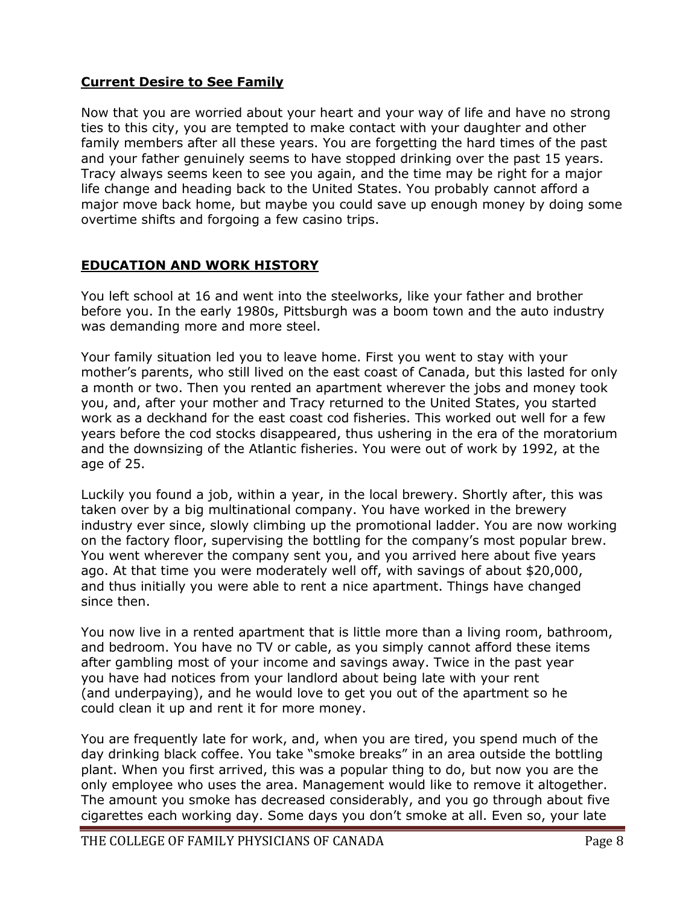## Current Desire to See Family

Now that you are worried about your heart and your way of life and have no strong ties to this city, you are tempted to make contact with your daughter and other family members after all these years. You are forgetting the hard times of the past and your father genuinely seems to have stopped drinking over the past 15 years. Tracy always seems keen to see you again, and the time may be right for a major life change and heading back to the United States. You probably cannot afford a major move back home, but maybe you could save up enough money by doing some overtime shifts and forgoing a few casino trips.

## EDUCATION AND WORK HISTORY

You left school at 16 and went into the steelworks, like your father and brother before you. In the early 1980s, Pittsburgh was a boom town and the auto industry was demanding more and more steel.

Your family situation led you to leave home. First you went to stay with your mother's parents, who still lived on the east coast of Canada, but this lasted for only a month or two. Then you rented an apartment wherever the jobs and money took you, and, after your mother and Tracy returned to the United States, you started work as a deckhand for the east coast cod fisheries. This worked out well for a few years before the cod stocks disappeared, thus ushering in the era of the moratorium and the downsizing of the Atlantic fisheries. You were out of work by 1992, at the age of 25.

Luckily you found a job, within a year, in the local brewery. Shortly after, this was taken over by a big multinational company. You have worked in the brewery industry ever since, slowly climbing up the promotional ladder. You are now working on the factory floor, supervising the bottling for the company's most popular brew. You went wherever the company sent you, and you arrived here about five years ago. At that time you were moderately well off, with savings of about $20,000, and thus initially you were able to rent a nice apartment. Things have changed since then.

You now live in a rented apartment that is little more than a living room, bathroom, and bedroom. You have no TV or cable, as you simply cannot afford these items after gambling most of your income and savings away. Twice in the past year you have had notices from your landlord about being late with your rent (and underpaying), and he would love to get you out of the apartment so he could clean it up and rent it for more money.

You are frequently late for work, and, when you are tired, you spend much of the day drinking black coffee. You take "smoke breaks" in an area outside the bottling plant. When you first arrived, this was a popular thing to do, but now you are the only employee who uses the area. Management would like to remove it altogether. The amount you smoke has decreased considerably, and you go through about five cigarettes each working day. Some days you don't smoke at all. Even so, your late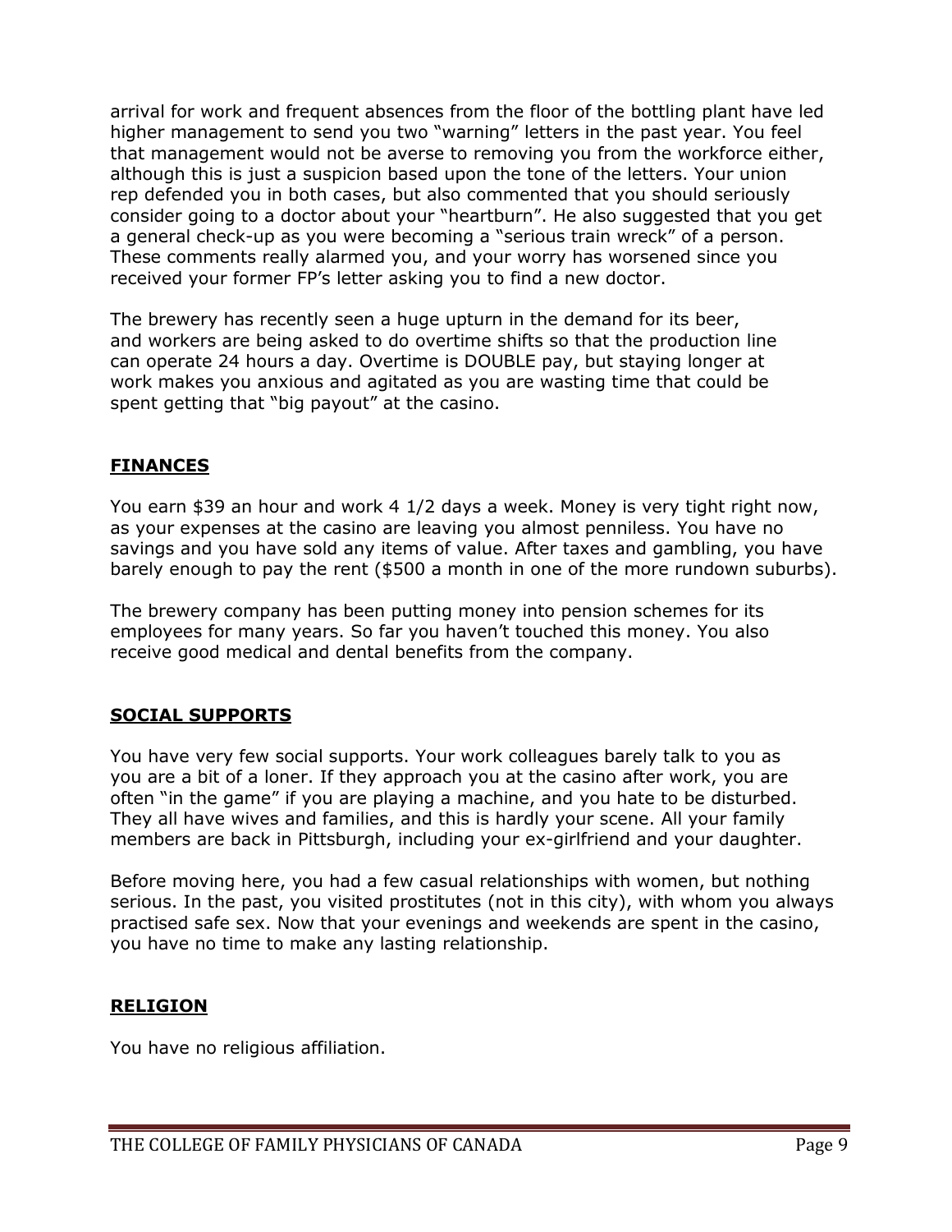arrival for work and frequent absences from the floor of the bottling plant have led higher management to send you two "warning" letters in the past year. You feel that management would not be averse to removing you from the workforce either, although this is just a suspicion based upon the tone of the letters. Your union rep defended you in both cases, but also commented that you should seriously consider going to a doctor about your "heartburn". He also suggested that you get a general check-up as you were becoming a "serious train wreck" of a person. These comments really alarmed you, and your worry has worsened since you received your former FP's letter asking you to find a new doctor.

The brewery has recently seen a huge upturn in the demand for its beer, and workers are being asked to do overtime shifts so that the production line can operate 24 hours a day. Overtime is DOUBLE pay, but staying longer at work makes you anxious and agitated as you are wasting time that could be spent getting that "big payout" at the casino.

## FINANCES

You earn $39 an hour and work 4 1/2 days a week. Money is very tight right now, as your expenses at the casino are leaving you almost penniless. You have no savings and you have sold any items of value. After taxes and gambling, you have barely enough to pay the rent ($500 a month in one of the more rundown suburbs).

The brewery company has been putting money into pension schemes for its employees for many years. So far you haven't touched this money. You also receive good medical and dental benefits from the company.

## SOCIAL SUPPORTS

You have very few social supports. Your work colleagues barely talk to you as you are a bit of a loner. If they approach you at the casino after work, you are often "in the game" if you are playing a machine, and you hate to be disturbed. They all have wives and families, and this is hardly your scene. All your family members are back in Pittsburgh, including your ex-girlfriend and your daughter.

Before moving here, you had a few casual relationships with women, but nothing serious. In the past, you visited prostitutes (not in this city), with whom you always practised safe sex. Now that your evenings and weekends are spent in the casino, you have no time to make any lasting relationship.

## RELIGION

You have no religious affiliation.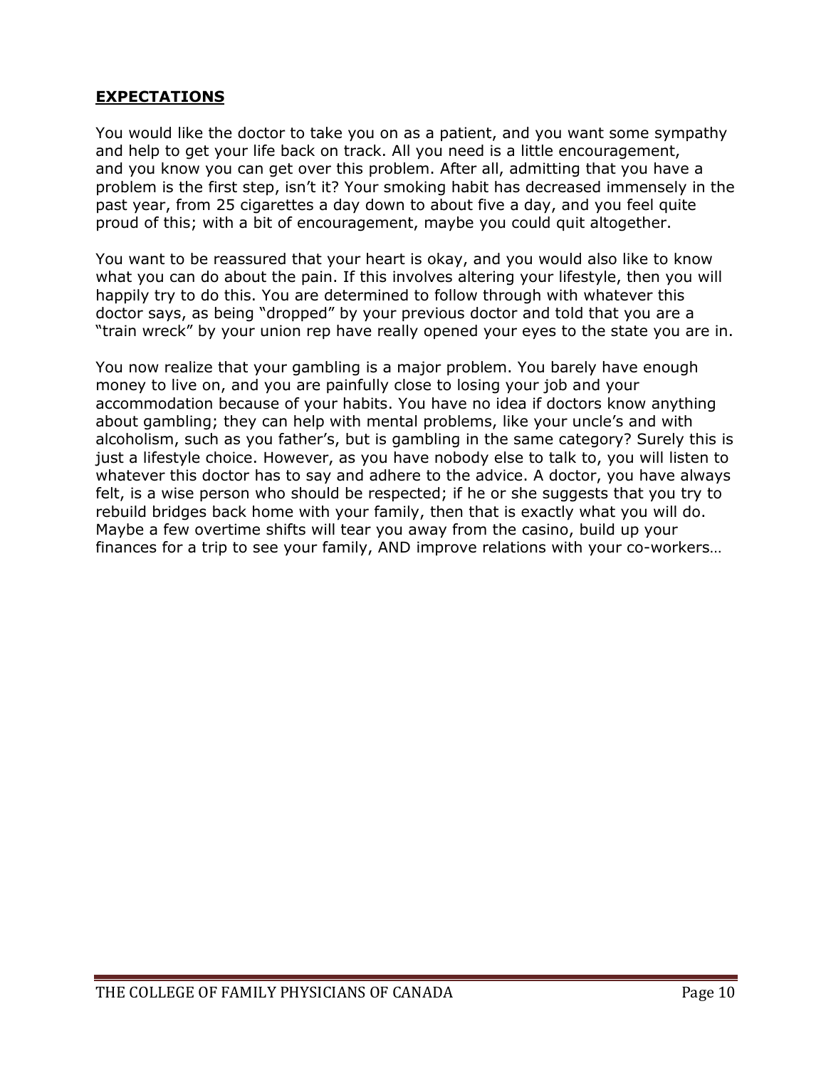## **EXPECTATIONS**

You would like the doctor to take you on as a patient, and you want some sympathy and help to get your life back on track. All you need is a little encouragement, and you know you can get over this problem. After all, admitting that you have a problem is the first step, isn't it? Your smoking habit has decreased immensely in the past year, from 25 cigarettes a day down to about five a day, and you feel quite proud of this; with a bit of encouragement, maybe you could quit altogether.

You want to be reassured that your heart is okay, and you would also like to know what you can do about the pain. If this involves altering your lifestyle, then you will happily try to do this. You are determined to follow through with whatever this doctor says, as being "dropped" by your previous doctor and told that you are a "train wreck" by your union rep have really opened your eyes to the state you are in.

You now realize that your gambling is a major problem. You barely have enough money to live on, and you are painfully close to losing your job and your accommodation because of your habits. You have no idea if doctors know anything about gambling; they can help with mental problems, like your uncle's and with alcoholism, such as you father's, but is gambling in the same category? Surely this is just a lifestyle choice. However, as you have nobody else to talk to, you will listen to whatever this doctor has to say and adhere to the advice. A doctor, you have always felt, is a wise person who should be respected; if he or she suggests that you try to rebuild bridges back home with your family, then that is exactly what you will do. Maybe a few overtime shifts will tear you away from the casino, build up your finances for a trip to see your family, AND improve relations with your co-workers…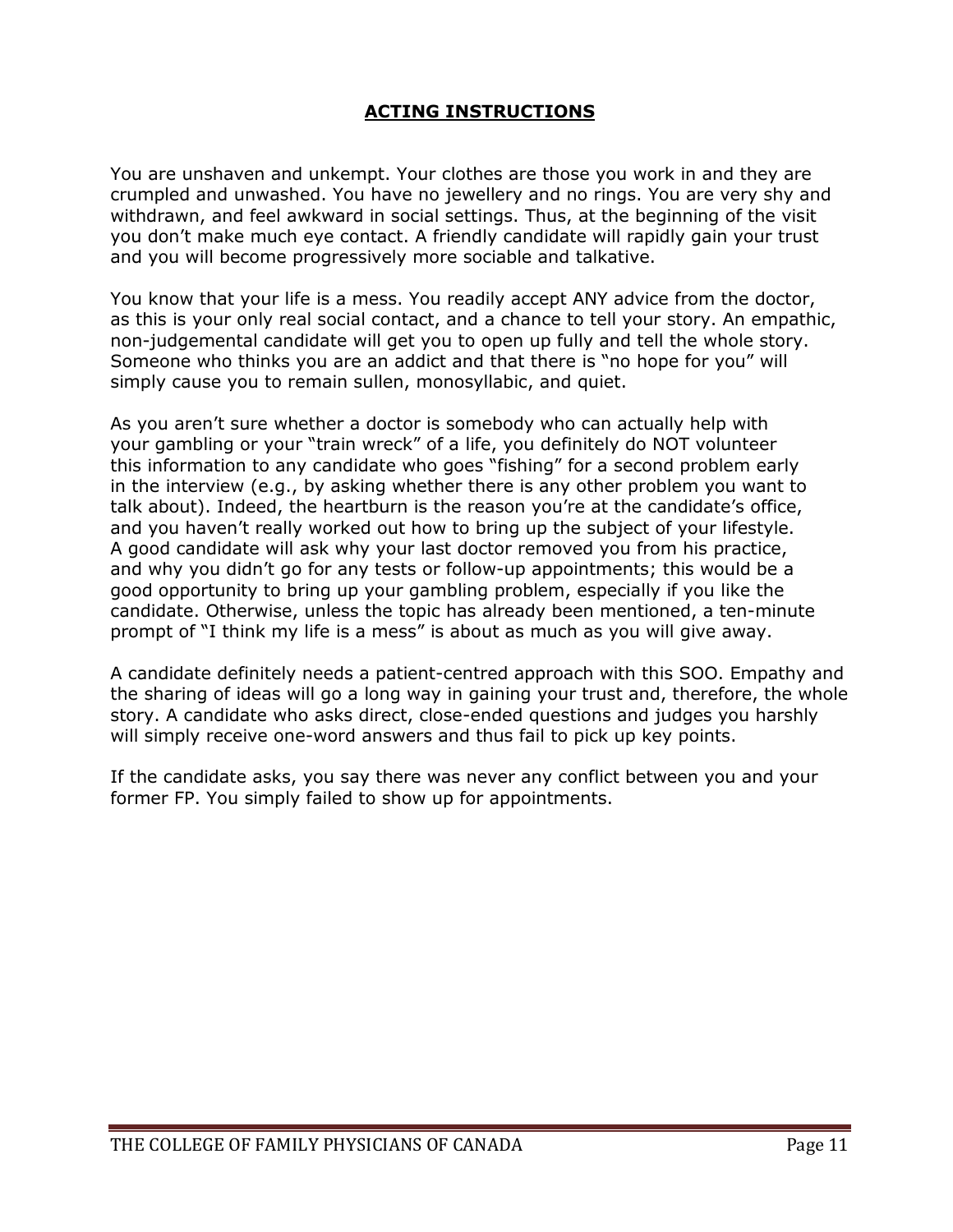## ACTING INSTRUCTIONS

You are unshaven and unkempt. Your clothes are those you work in and they are crumpled and unwashed. You have no jewellery and no rings. You are very shy and withdrawn, and feel awkward in social settings. Thus, at the beginning of the visit you don't make much eye contact. A friendly candidate will rapidly gain your trust and you will become progressively more sociable and talkative.

You know that your life is a mess. You readily accept ANY advice from the doctor, as this is your only real social contact, and a chance to tell your story. An empathic, non-judgemental candidate will get you to open up fully and tell the whole story. Someone who thinks you are an addict and that there is "no hope for you" will simply cause you to remain sullen, monosyllabic, and quiet.

As you aren't sure whether a doctor is somebody who can actually help with your gambling or your "train wreck" of a life, you definitely do NOT volunteer this information to any candidate who goes "fishing" for a second problem early in the interview (e.g., by asking whether there is any other problem you want to talk about). Indeed, the heartburn is the reason you're at the candidate's office, and you haven't really worked out how to bring up the subject of your lifestyle. A good candidate will ask why your last doctor removed you from his practice, and why you didn't go for any tests or follow-up appointments; this would be a good opportunity to bring up your gambling problem, especially if you like the candidate. Otherwise, unless the topic has already been mentioned, a ten-minute prompt of "I think my life is a mess" is about as much as you will give away.

A candidate definitely needs a patient-centred approach with this SOO. Empathy and the sharing of ideas will go a long way in gaining your trust and, therefore, the whole story. A candidate who asks direct, close-ended questions and judges you harshly will simply receive one-word answers and thus fail to pick up key points.

If the candidate asks, you say there was never any conflict between you and your former FP. You simply failed to show up for appointments.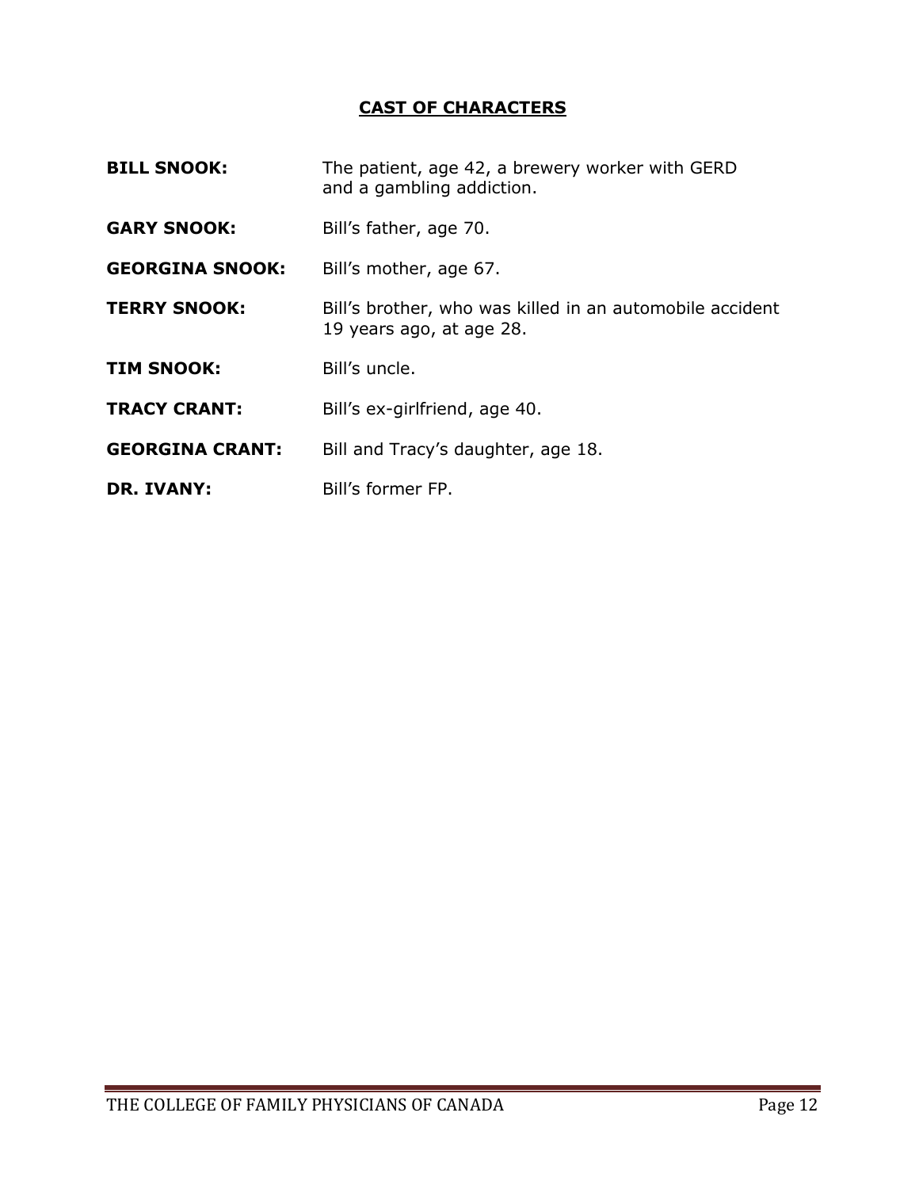## CAST OF CHARACTERS

**BILL SNOOK:** The patient, age 42, a brewery worker with GERD and a gambling addiction.

**GARY SNOOK:** Bill's father, age 70.

**GEORGINA SNOOK:** Bill's mother, age 67.

**TERRY SNOOK:** Bill's brother, who was killed in an automobile accident 19 years ago, at age 28.

**TIM SNOOK:** Bill's uncle.

**TRACY CRANT:** Bill's ex-girlfriend, age 40.

**GEORGINA CRANT:** Bill and Tracy's daughter, age 18.

**DR. IVANY:** Bill's former FP.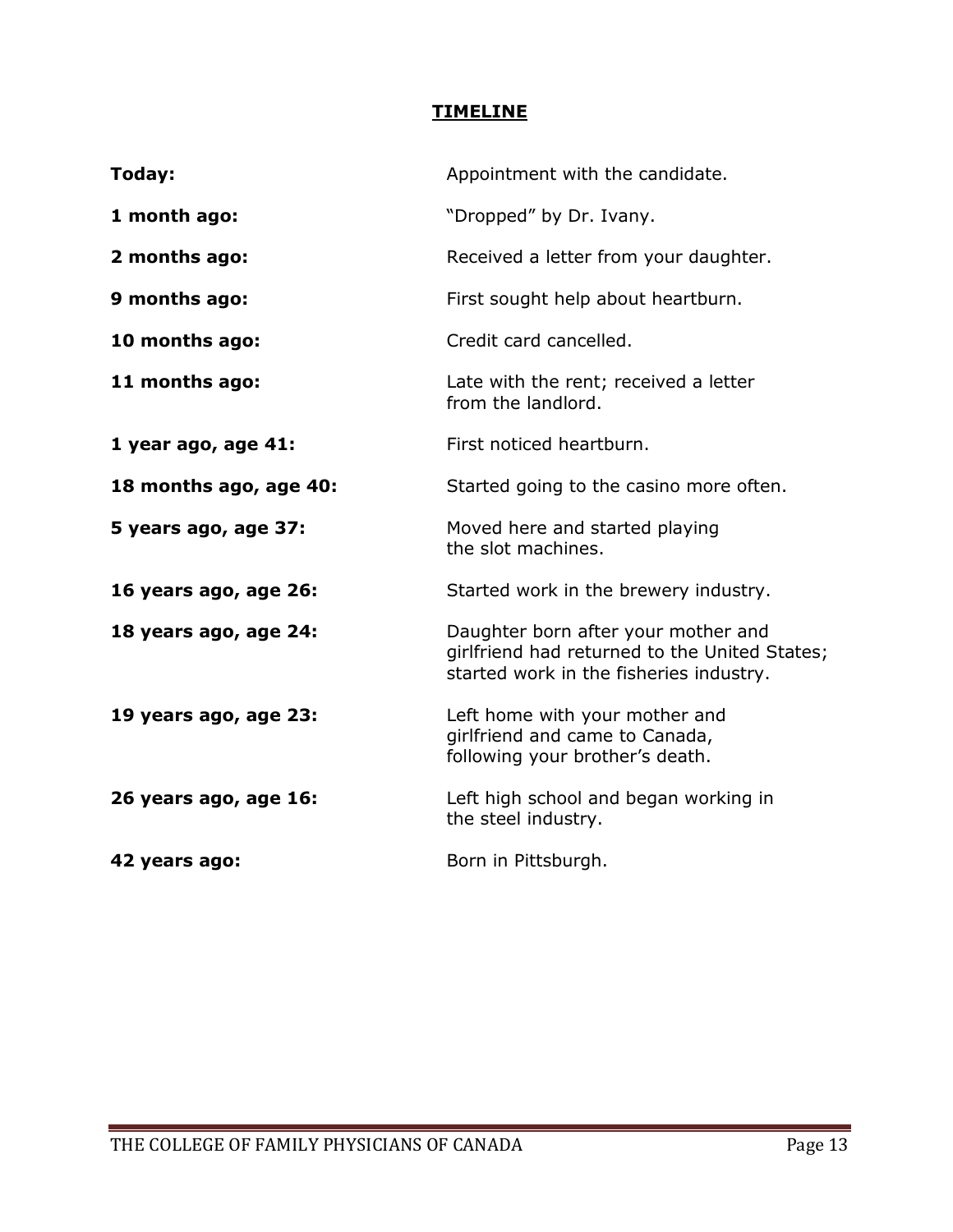## TIMELINE

| | |
|---|---|
| **Today:** | Appointment with the candidate. |
| **1 month ago:** | "Dropped" by Dr. Ivany. |
| **2 months ago:** | Received a letter from your daughter. |
| **9 months ago:** | First sought help about heartburn. |
| **10 months ago:** | Credit card cancelled. |
| **11 months ago:** | Late with the rent; received a letter from the landlord. |
| **1 year ago, age 41:** | First noticed heartburn. |
| **18 months ago, age 40:** | Started going to the casino more often. |
| **5 years ago, age 37:** | Moved here and started playing the slot machines. |
| **16 years ago, age 26:** | Started work in the brewery industry. |
| **18 years ago, age 24:** | Daughter born after your mother and girlfriend had returned to the United States; started work in the fisheries industry. |
| **19 years ago, age 23:** | Left home with your mother and girlfriend and came to Canada, following your brother's death. |
| **26 years ago, age 16:** | Left high school and began working in the steel industry. |
| **42 years ago:** | Born in Pittsburgh. |